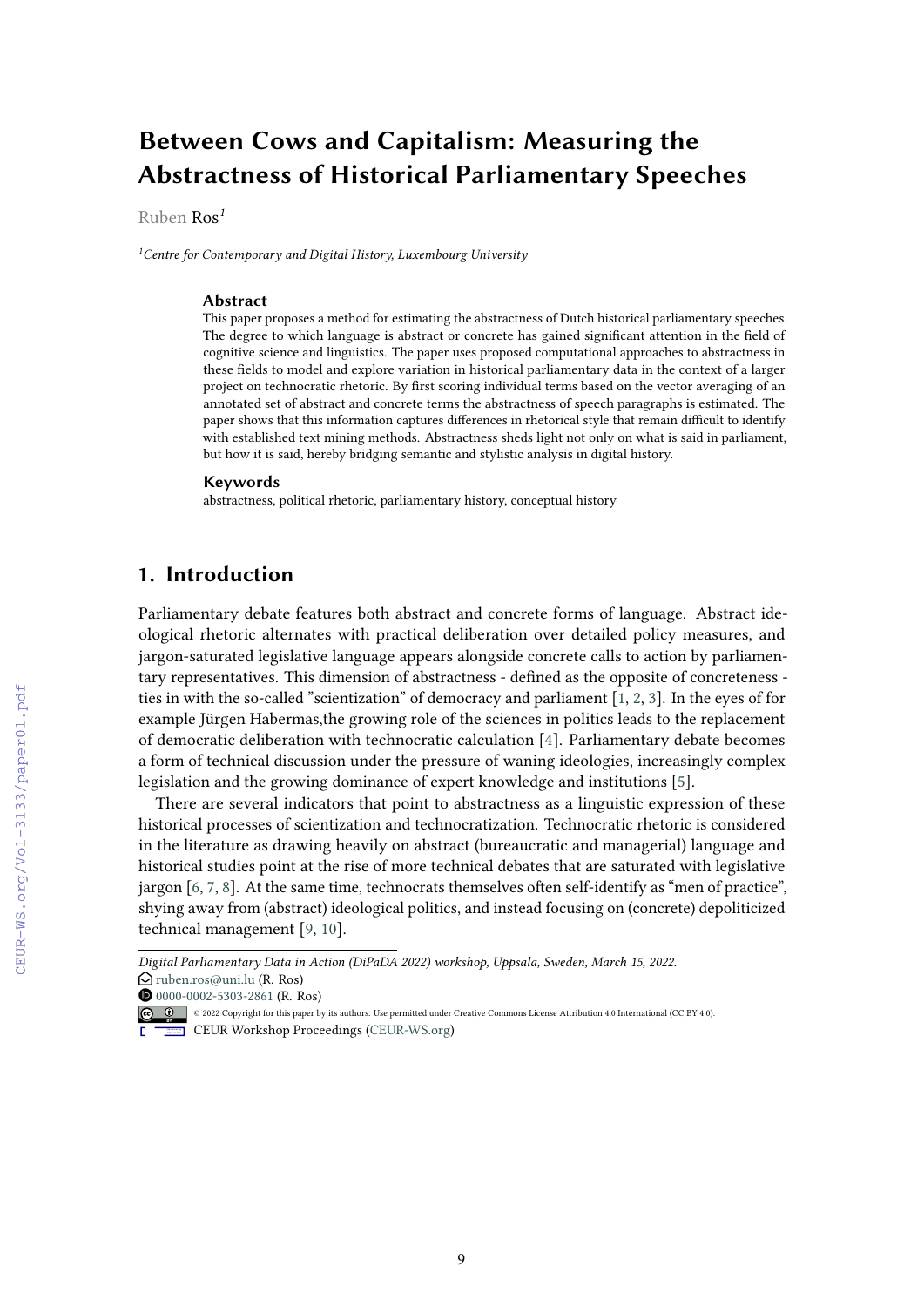# Between Cows and Capitalism: Measuring the Abstractness of Historical Parliamentary Speeches

Ruben Ros[1]

[1]*Centre for Contemporary and Digital History, Luxembourg University*

### Abstract

This paper proposes a method for estimating the abstractness of Dutch historical parliamentary speeches. The degree to which language is abstract or concrete has gained significant attention in the field of cognitive science and linguistics. The paper uses proposed computational approaches to abstractness in these fields to model and explore variation in historical parliamentary data in the context of a larger project on technocratic rhetoric. By first scoring individual terms based on the vector averaging of an annotated set of abstract and concrete terms the abstractness of speech paragraphs is estimated. The paper shows that this information captures differences in rhetorical style that remain difficult to identify with established text mining methods. Abstractness sheds light not only on what is said in parliament, but how it is said, hereby bridging semantic and stylistic analysis in digital history.

### Keywords

abstractness, political rhetoric, parliamentary history, conceptual history

## 1. Introduction

Parliamentary debate features both abstract and concrete forms of language. Abstract ideological rhetoric alternates with practical deliberation over detailed policy measures, and jargon-saturated legislative language appears alongside concrete calls to action by parliamentary representatives. This dimension of abstractness - defined as the opposite of concreteness - ties in with the so-called "scientization" of democracy and parliament [1, 2, 3]. In the eyes of for example Jürgen Habermas,the growing role of the sciences in politics leads to the replacement of democratic deliberation with technocratic calculation [4]. Parliamentary debate becomes a form of technical discussion under the pressure of waning ideologies, increasingly complex legislation and the growing dominance of expert knowledge and institutions [5].

There are several indicators that point to abstractness as a linguistic expression of these historical processes of scientization and technocratization. Technocratic rhetoric is considered in the literature as drawing heavily on abstract (bureaucratic and managerial) language and historical studies point at the rise of more technical debates that are saturated with legislative jargon [6, 7, 8]. At the same time, technocrats themselves often self-identify as "men of practice", shying away from (abstract) ideological politics, and instead focusing on (concrete) depoliticized technical management [9, 10].

---

*Digital Parliamentary Data in Action (DiPaDA 2022) workshop, Uppsala, Sweden, March 15, 2022.*
ruben.ros@uni.lu (R. Ros)
0000-0002-5303-2861 (R. Ros)
© 2022 Copyright for this paper by its authors. Use permitted under Creative Commons License Attribution 4.0 International (CC BY 4.0).
CEUR Workshop Proceedings (CEUR-WS.org)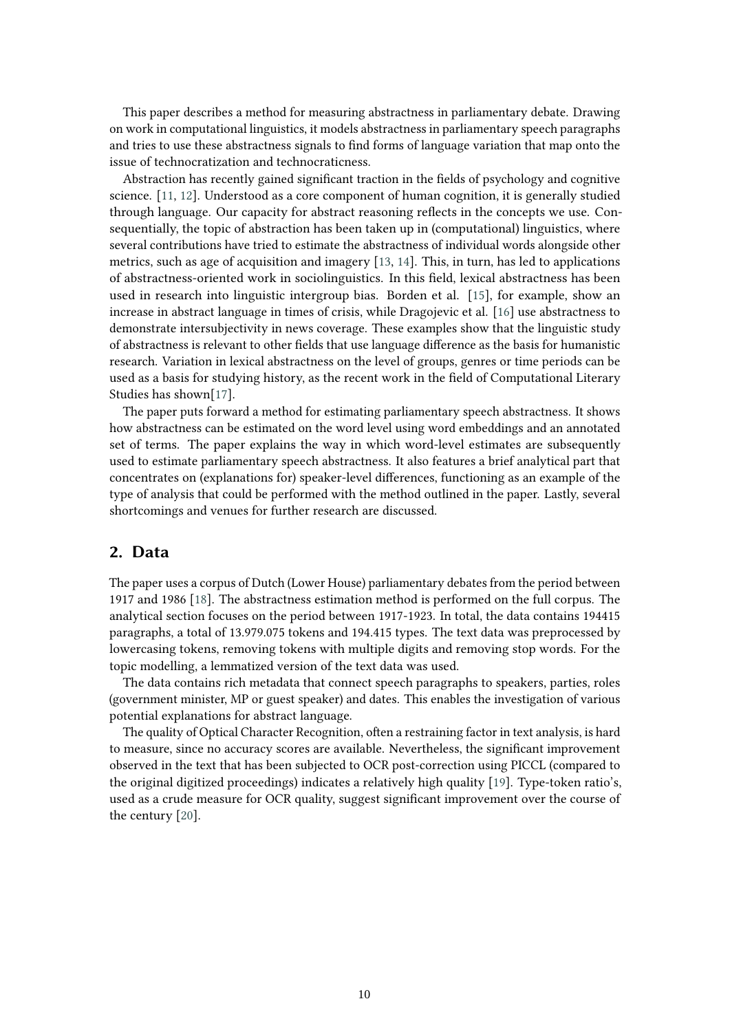This paper describes a method for measuring abstractness in parliamentary debate. Drawing on work in computational linguistics, it models abstractness in parliamentary speech paragraphs and tries to use these abstractness signals to find forms of language variation that map onto the issue of technocratization and technocraticness.

Abstraction has recently gained significant traction in the fields of psychology and cognitive science. [11, 12]. Understood as a core component of human cognition, it is generally studied through language. Our capacity for abstract reasoning reflects in the concepts we use. Consequentially, the topic of abstraction has been taken up in (computational) linguistics, where several contributions have tried to estimate the abstractness of individual words alongside other metrics, such as age of acquisition and imagery [13, 14]. This, in turn, has led to applications of abstractness-oriented work in sociolinguistics. In this field, lexical abstractness has been used in research into linguistic intergroup bias. Borden et al. [15], for example, show an increase in abstract language in times of crisis, while Dragojevic et al. [16] use abstractness to demonstrate intersubjectivity in news coverage. These examples show that the linguistic study of abstractness is relevant to other fields that use language difference as the basis for humanistic research. Variation in lexical abstractness on the level of groups, genres or time periods can be used as a basis for studying history, as the recent work in the field of Computational Literary Studies has shown[17].

The paper puts forward a method for estimating parliamentary speech abstractness. It shows how abstractness can be estimated on the word level using word embeddings and an annotated set of terms. The paper explains the way in which word-level estimates are subsequently used to estimate parliamentary speech abstractness. It also features a brief analytical part that concentrates on (explanations for) speaker-level differences, functioning as an example of the type of analysis that could be performed with the method outlined in the paper. Lastly, several shortcomings and venues for further research are discussed.

## 2. Data

The paper uses a corpus of Dutch (Lower House) parliamentary debates from the period between 1917 and 1986 [18]. The abstractness estimation method is performed on the full corpus. The analytical section focuses on the period between 1917-1923. In total, the data contains 194415 paragraphs, a total of 13.979.075 tokens and 194.415 types. The text data was preprocessed by lowercasing tokens, removing tokens with multiple digits and removing stop words. For the topic modelling, a lemmatized version of the text data was used.

The data contains rich metadata that connect speech paragraphs to speakers, parties, roles (government minister, MP or guest speaker) and dates. This enables the investigation of various potential explanations for abstract language.

The quality of Optical Character Recognition, often a restraining factor in text analysis, is hard to measure, since no accuracy scores are available. Nevertheless, the significant improvement observed in the text that has been subjected to OCR post-correction using PICCL (compared to the original digitized proceedings) indicates a relatively high quality [19]. Type-token ratio's, used as a crude measure for OCR quality, suggest significant improvement over the course of the century [20].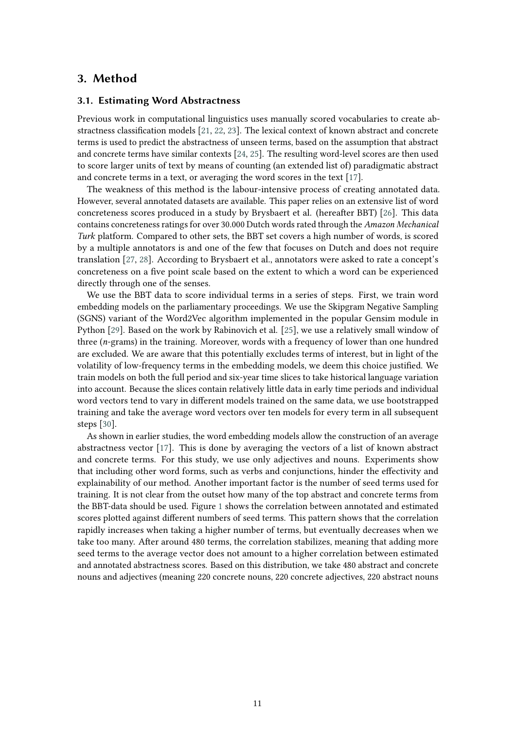## 3. Method

### 3.1. Estimating Word Abstractness

Previous work in computational linguistics uses manually scored vocabularies to create abstractness classification models [21, 22, 23]. The lexical context of known abstract and concrete terms is used to predict the abstractness of unseen terms, based on the assumption that abstract and concrete terms have similar contexts [24, 25]. The resulting word-level scores are then used to score larger units of text by means of counting (an extended list of) paradigmatic abstract and concrete terms in a text, or averaging the word scores in the text [17].

The weakness of this method is the labour-intensive process of creating annotated data. However, several annotated datasets are available. This paper relies on an extensive list of word concreteness scores produced in a study by Brysbaert et al. (hereafter BBT) [26]. This data contains concreteness ratings for over 30.000 Dutch words rated through the *Amazon Mechanical Turk* platform. Compared to other sets, the BBT set covers a high number of words, is scored by a multiple annotators is and one of the few that focuses on Dutch and does not require translation [27, 28]. According to Brysbaert et al., annotators were asked to rate a concept's concreteness on a five point scale based on the extent to which a word can be experienced directly through one of the senses.

We use the BBT data to score individual terms in a series of steps. First, we train word embedding models on the parliamentary proceedings. We use the Skipgram Negative Sampling (SGNS) variant of the Word2Vec algorithm implemented in the popular Gensim module in Python [29]. Based on the work by Rabinovich et al. [25], we use a relatively small window of three (*n*-grams) in the training. Moreover, words with a frequency of lower than one hundred are excluded. We are aware that this potentially excludes terms of interest, but in light of the volatility of low-frequency terms in the embedding models, we deem this choice justified. We train models on both the full period and six-year time slices to take historical language variation into account. Because the slices contain relatively little data in early time periods and individual word vectors tend to vary in different models trained on the same data, we use bootstrapped training and take the average word vectors over ten models for every term in all subsequent steps [30].

As shown in earlier studies, the word embedding models allow the construction of an average abstractness vector [17]. This is done by averaging the vectors of a list of known abstract and concrete terms. For this study, we use only adjectives and nouns. Experiments show that including other word forms, such as verbs and conjunctions, hinder the effectivity and explainability of our method. Another important factor is the number of seed terms used for training. It is not clear from the outset how many of the top abstract and concrete terms from the BBT-data should be used. Figure 1 shows the correlation between annotated and estimated scores plotted against different numbers of seed terms. This pattern shows that the correlation rapidly increases when taking a higher number of terms, but eventually decreases when we take too many. After around 480 terms, the correlation stabilizes, meaning that adding more seed terms to the average vector does not amount to a higher correlation between estimated and annotated abstractness scores. Based on this distribution, we take 480 abstract and concrete nouns and adjectives (meaning 220 concrete nouns, 220 concrete adjectives, 220 abstract nouns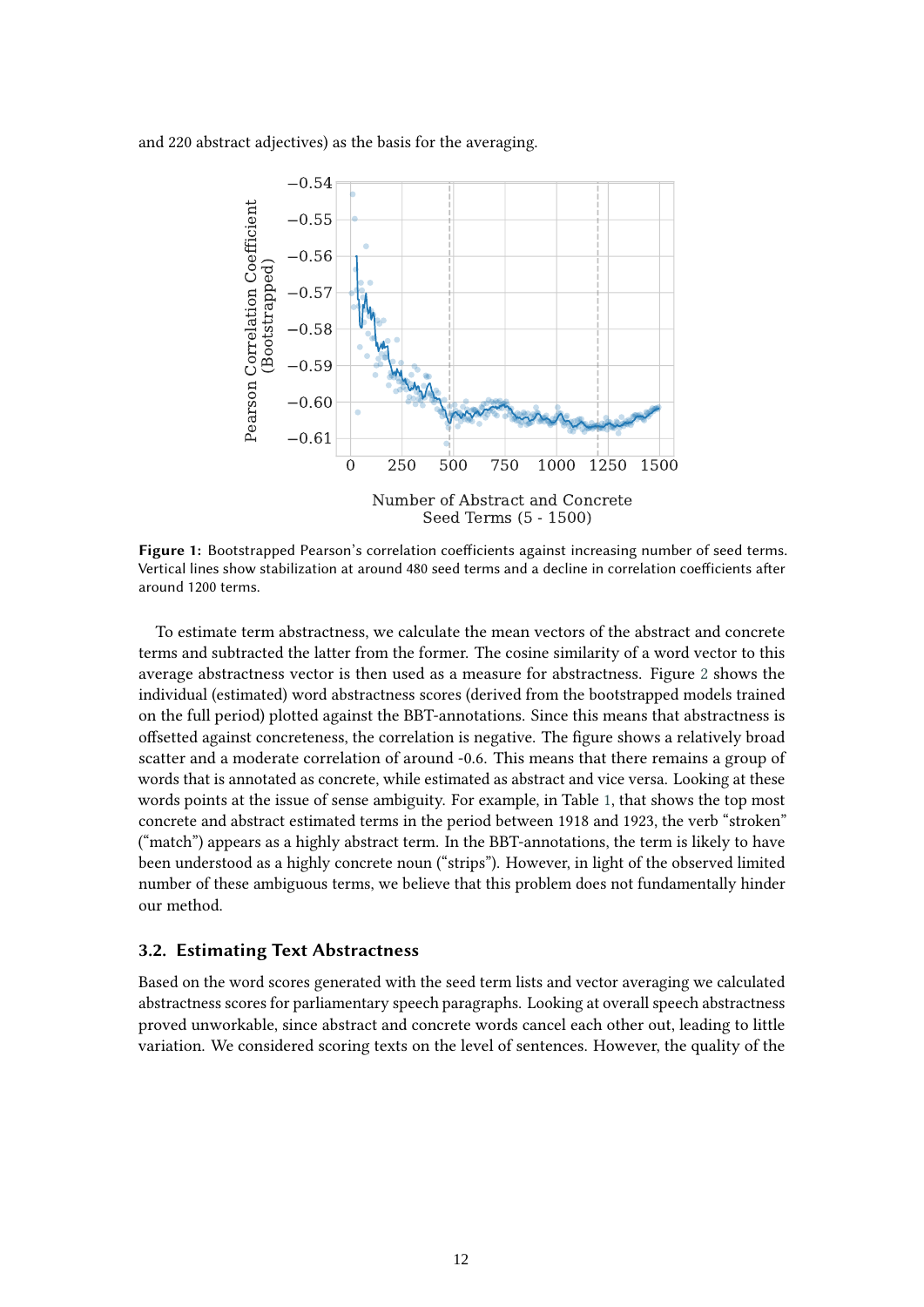and 220 abstract adjectives) as the basis for the averaging.

**Figure 1:** Bootstrapped Pearson's correlation coefficients against increasing number of seed terms. Vertical lines show stabilization at around 480 seed terms and a decline in correlation coefficients after around 1200 terms.

To estimate term abstractness, we calculate the mean vectors of the abstract and concrete terms and subtracted the latter from the former. The cosine similarity of a word vector to this average abstractness vector is then used as a measure for abstractness. Figure 2 shows the individual (estimated) word abstractness scores (derived from the bootstrapped models trained on the full period) plotted against the BBT-annotations. Since this means that abstractness is offsetted against concreteness, the correlation is negative. The figure shows a relatively broad scatter and a moderate correlation of around -0.6. This means that there remains a group of words that is annotated as concrete, while estimated as abstract and vice versa. Looking at these words points at the issue of sense ambiguity. For example, in Table 1, that shows the top most concrete and abstract estimated terms in the period between 1918 and 1923, the verb "stroken" ("match") appears as a highly abstract term. In the BBT-annotations, the term is likely to have been understood as a highly concrete noun ("strips"). However, in light of the observed limited number of these ambiguous terms, we believe that this problem does not fundamentally hinder our method.

### 3.2. Estimating Text Abstractness

Based on the word scores generated with the seed term lists and vector averaging we calculated abstractness scores for parliamentary speech paragraphs. Looking at overall speech abstractness proved unworkable, since abstract and concrete words cancel each other out, leading to little variation. We considered scoring texts on the level of sentences. However, the quality of the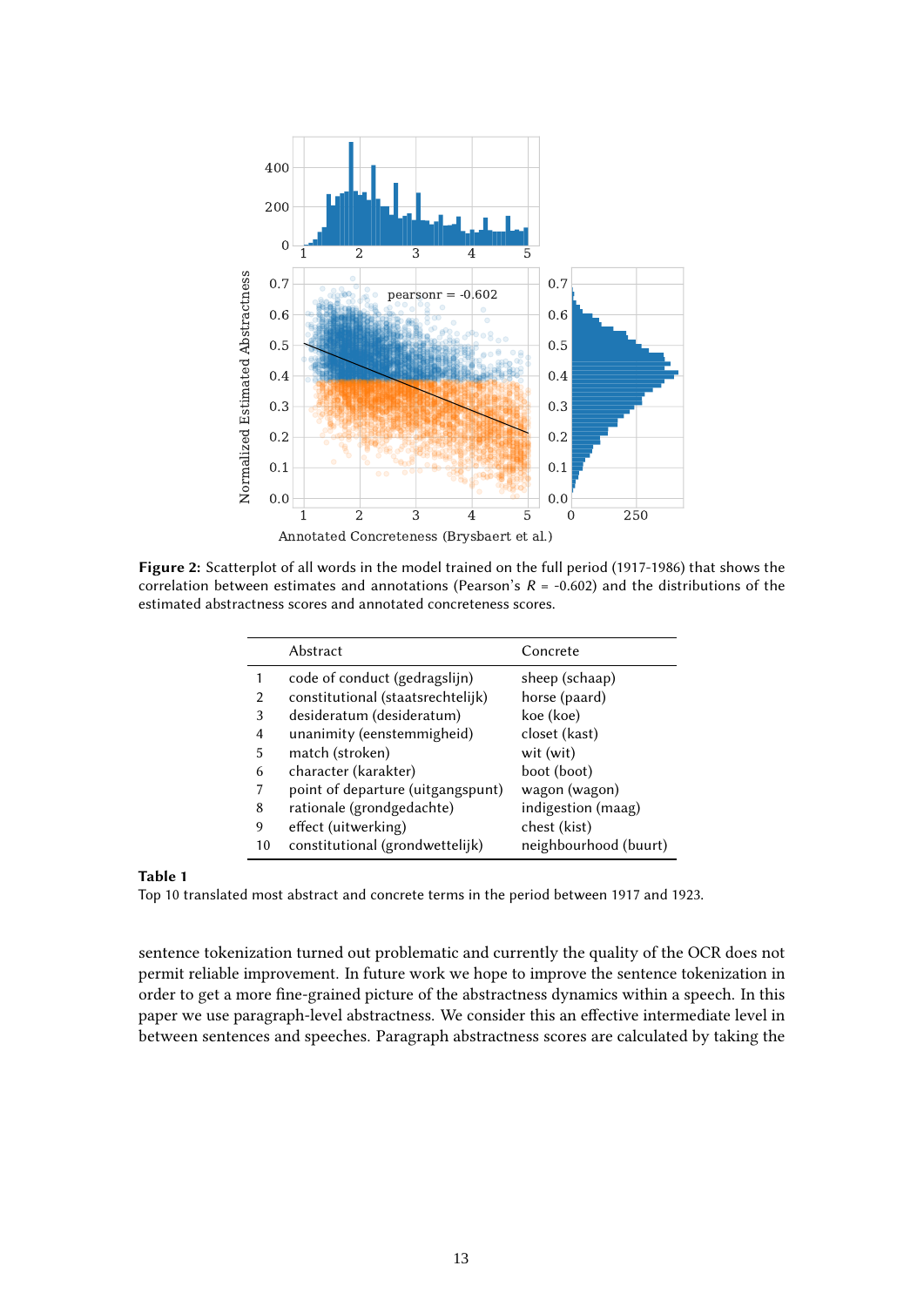**Figure 2:** Scatterplot of all words in the model trained on the full period (1917-1986) that shows the correlation between estimates and annotations (Pearson's $R$ = -0.602) and the distributions of the estimated abstractness scores and annotated concreteness scores.

| | Abstract | Concrete |
|---|---|---|
| 1 | code of conduct (gedragslijn) | sheep (schaap) |
| 2 | constitutional (staatsrechtelijk) | horse (paard) |
| 3 | desideratum (desideratum) | koe (koe) |
| 4 | unanimity (eenstemmigheid) | closet (kast) |
| 5 | match (stroken) | wit (wit) |
| 6 | character (karakter) | boot (boot) |
| 7 | point of departure (uitgangspunt) | wagon (wagon) |
| 8 | rationale (grondgedachte) | indigestion (maag) |
| 9 | effect (uitwerking) | chest (kist) |
| 10 | constitutional (grondwettelijk) | neighbourhood (buurt) |

**Table 1**
Top 10 translated most abstract and concrete terms in the period between 1917 and 1923.

sentence tokenization turned out problematic and currently the quality of the OCR does not permit reliable improvement. In future work we hope to improve the sentence tokenization in order to get a more fine-grained picture of the abstractness dynamics within a speech. In this paper we use paragraph-level abstractness. We consider this an effective intermediate level in between sentences and speeches. Paragraph abstractness scores are calculated by taking the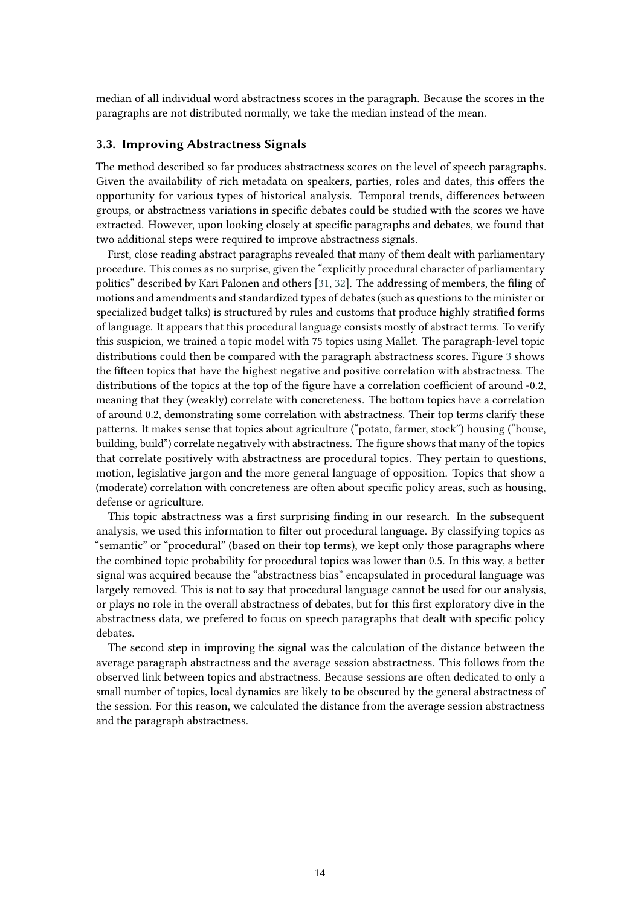median of all individual word abstractness scores in the paragraph. Because the scores in the paragraphs are not distributed normally, we take the median instead of the mean.

### 3.3. Improving Abstractness Signals

The method described so far produces abstractness scores on the level of speech paragraphs. Given the availability of rich metadata on speakers, parties, roles and dates, this offers the opportunity for various types of historical analysis. Temporal trends, differences between groups, or abstractness variations in specific debates could be studied with the scores we have extracted. However, upon looking closely at specific paragraphs and debates, we found that two additional steps were required to improve abstractness signals.

First, close reading abstract paragraphs revealed that many of them dealt with parliamentary procedure. This comes as no surprise, given the "explicitly procedural character of parliamentary politics" described by Kari Palonen and others [31, 32]. The addressing of members, the filing of motions and amendments and standardized types of debates (such as questions to the minister or specialized budget talks) is structured by rules and customs that produce highly stratified forms of language. It appears that this procedural language consists mostly of abstract terms. To verify this suspicion, we trained a topic model with 75 topics using Mallet. The paragraph-level topic distributions could then be compared with the paragraph abstractness scores. Figure 3 shows the fifteen topics that have the highest negative and positive correlation with abstractness. The distributions of the topics at the top of the figure have a correlation coefficient of around -0.2, meaning that they (weakly) correlate with concreteness. The bottom topics have a correlation of around 0.2, demonstrating some correlation with abstractness. Their top terms clarify these patterns. It makes sense that topics about agriculture ("potato, farmer, stock") housing ("house, building, build") correlate negatively with abstractness. The figure shows that many of the topics that correlate positively with abstractness are procedural topics. They pertain to questions, motion, legislative jargon and the more general language of opposition. Topics that show a (moderate) correlation with concreteness are often about specific policy areas, such as housing, defense or agriculture.

This topic abstractness was a first surprising finding in our research. In the subsequent analysis, we used this information to filter out procedural language. By classifying topics as "semantic" or "procedural" (based on their top terms), we kept only those paragraphs where the combined topic probability for procedural topics was lower than 0.5. In this way, a better signal was acquired because the "abstractness bias" encapsulated in procedural language was largely removed. This is not to say that procedural language cannot be used for our analysis, or plays no role in the overall abstractness of debates, but for this first exploratory dive in the abstractness data, we prefered to focus on speech paragraphs that dealt with specific policy debates.

The second step in improving the signal was the calculation of the distance between the average paragraph abstractness and the average session abstractness. This follows from the observed link between topics and abstractness. Because sessions are often dedicated to only a small number of topics, local dynamics are likely to be obscured by the general abstractness of the session. For this reason, we calculated the distance from the average session abstractness and the paragraph abstractness.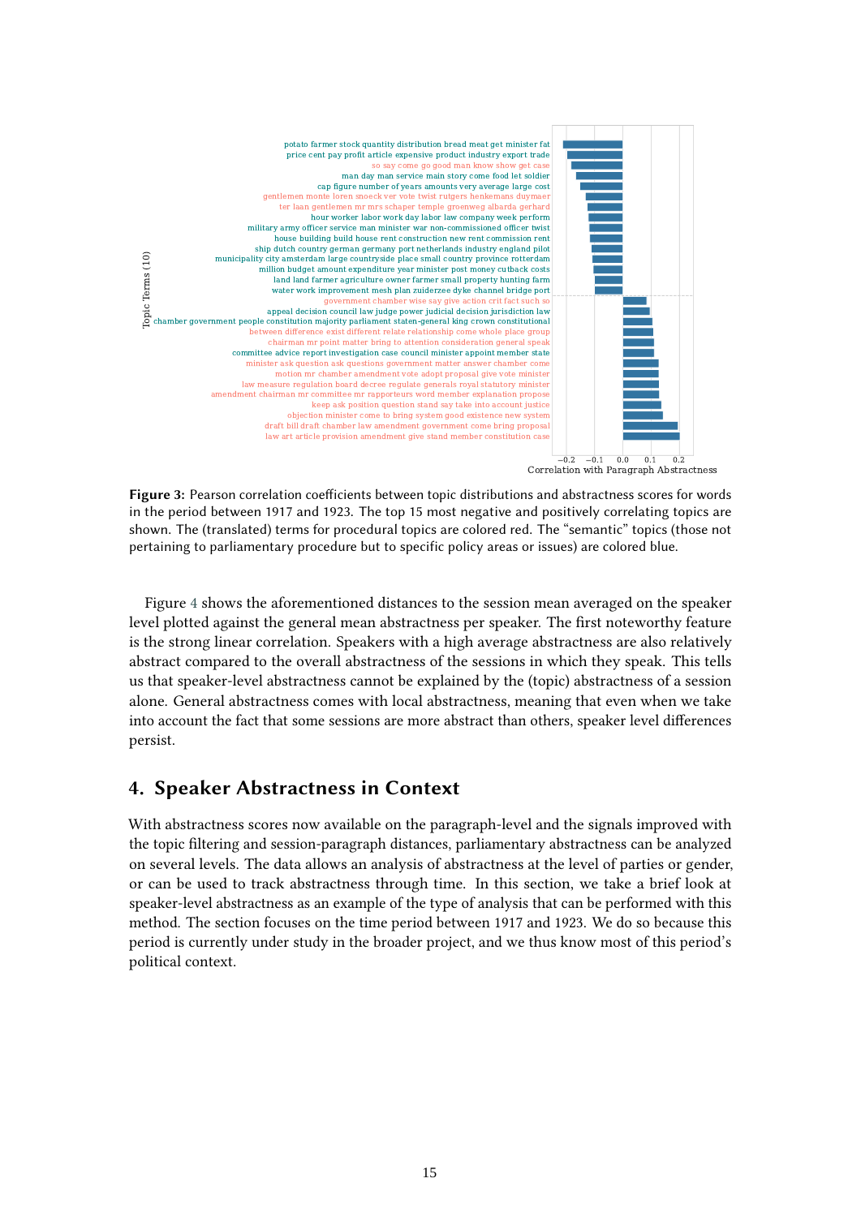Figure 3: Pearson correlation coefficients between topic distributions and abstractness scores for words in the period between 1917 and 1923. The top 15 most negative and positively correlating topics are shown. The (translated) terms for procedural topics are colored red. The "semantic" topics (those not pertaining to parliamentary procedure but to specific policy areas or issues) are colored blue.

Figure 4 shows the aforementioned distances to the session mean averaged on the speaker level plotted against the general mean abstractness per speaker. The first noteworthy feature is the strong linear correlation. Speakers with a high average abstractness are also relatively abstract compared to the overall abstractness of the sessions in which they speak. This tells us that speaker-level abstractness cannot be explained by the (topic) abstractness of a session alone. General abstractness comes with local abstractness, meaning that even when we take into account the fact that some sessions are more abstract than others, speaker level differences persist.

## 4. Speaker Abstractness in Context

With abstractness scores now available on the paragraph-level and the signals improved with the topic filtering and session-paragraph distances, parliamentary abstractness can be analyzed on several levels. The data allows an analysis of abstractness at the level of parties or gender, or can be used to track abstractness through time. In this section, we take a brief look at speaker-level abstractness as an example of the type of analysis that can be performed with this method. The section focuses on the time period between 1917 and 1923. We do so because this period is currently under study in the broader project, and we thus know most of this period's political context.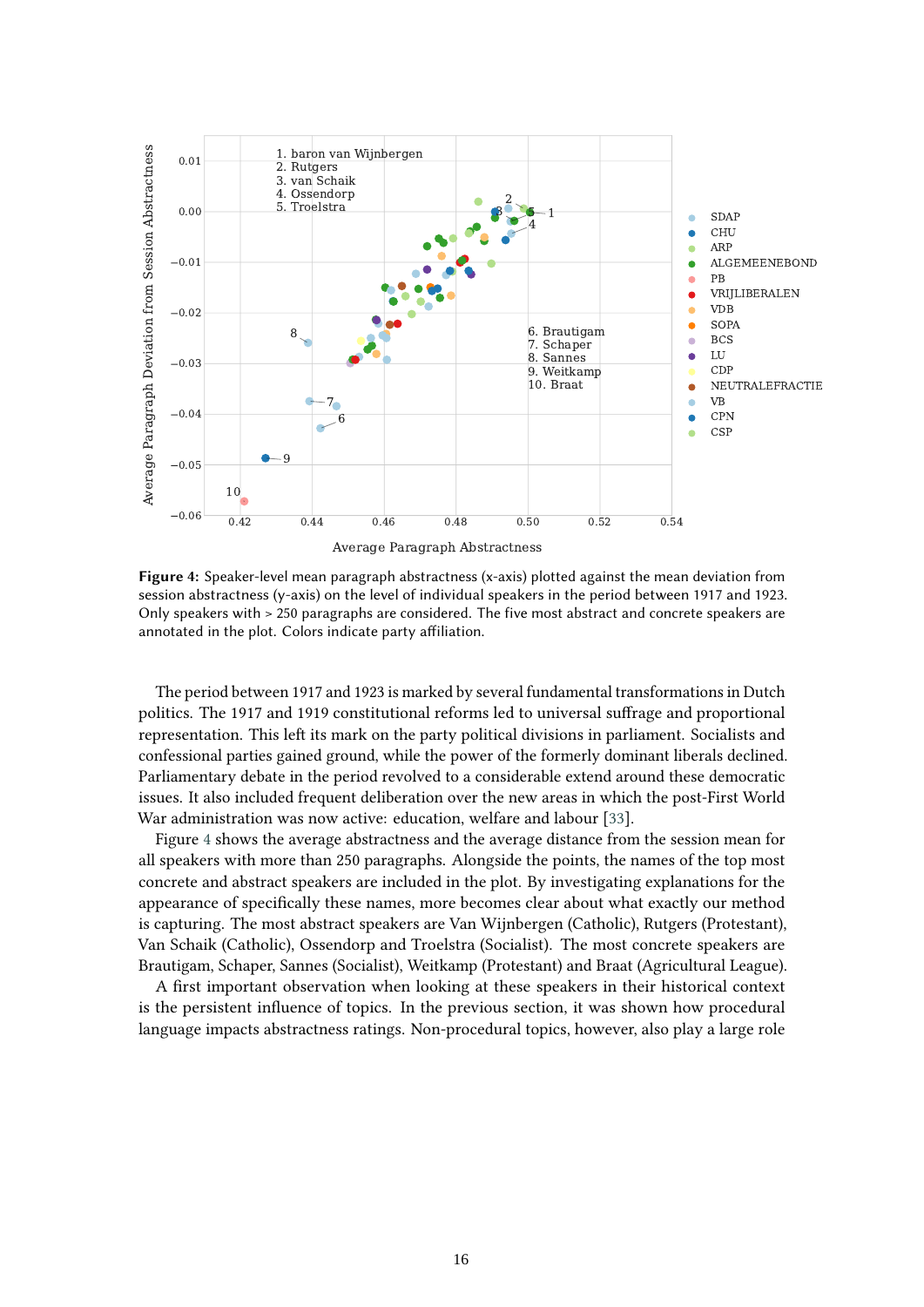**Figure 4:** Speaker-level mean paragraph abstractness (x-axis) plotted against the mean deviation from session abstractness (y-axis) on the level of individual speakers in the period between 1917 and 1923. Only speakers with > 250 paragraphs are considered. The five most abstract and concrete speakers are annotated in the plot. Colors indicate party affiliation.

The period between 1917 and 1923 is marked by several fundamental transformations in Dutch politics. The 1917 and 1919 constitutional reforms led to universal suffrage and proportional representation. This left its mark on the party political divisions in parliament. Socialists and confessional parties gained ground, while the power of the formerly dominant liberals declined. Parliamentary debate in the period revolved to a considerable extend around these democratic issues. It also included frequent deliberation over the new areas in which the post-First World War administration was now active: education, welfare and labour [33].

Figure 4 shows the average abstractness and the average distance from the session mean for all speakers with more than 250 paragraphs. Alongside the points, the names of the top most concrete and abstract speakers are included in the plot. By investigating explanations for the appearance of specifically these names, more becomes clear about what exactly our method is capturing. The most abstract speakers are Van Wijnbergen (Catholic), Rutgers (Protestant), Van Schaik (Catholic), Ossendorp and Troelstra (Socialist). The most concrete speakers are Brautigam, Schaper, Sannes (Socialist), Weitkamp (Protestant) and Braat (Agricultural League).

A first important observation when looking at these speakers in their historical context is the persistent influence of topics. In the previous section, it was shown how procedural language impacts abstractness ratings. Non-procedural topics, however, also play a large role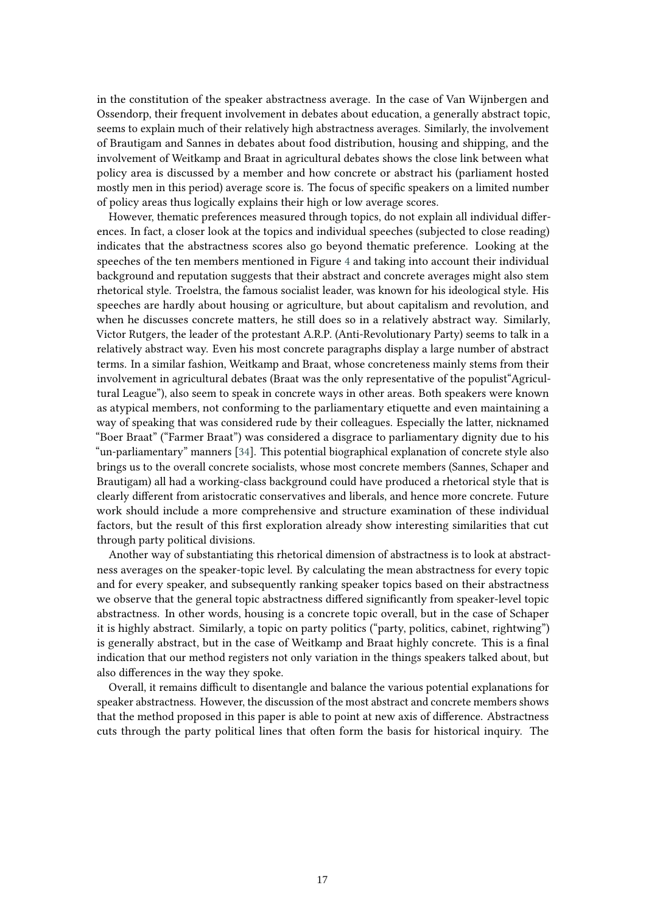in the constitution of the speaker abstractness average. In the case of Van Wijnbergen and Ossendorp, their frequent involvement in debates about education, a generally abstract topic, seems to explain much of their relatively high abstractness averages. Similarly, the involvement of Brautigam and Sannes in debates about food distribution, housing and shipping, and the involvement of Weitkamp and Braat in agricultural debates shows the close link between what policy area is discussed by a member and how concrete or abstract his (parliament hosted mostly men in this period) average score is. The focus of specific speakers on a limited number of policy areas thus logically explains their high or low average scores.

However, thematic preferences measured through topics, do not explain all individual differences. In fact, a closer look at the topics and individual speeches (subjected to close reading) indicates that the abstractness scores also go beyond thematic preference. Looking at the speeches of the ten members mentioned in Figure 4 and taking into account their individual background and reputation suggests that their abstract and concrete averages might also stem rhetorical style. Troelstra, the famous socialist leader, was known for his ideological style. His speeches are hardly about housing or agriculture, but about capitalism and revolution, and when he discusses concrete matters, he still does so in a relatively abstract way. Similarly, Victor Rutgers, the leader of the protestant A.R.P. (Anti-Revolutionary Party) seems to talk in a relatively abstract way. Even his most concrete paragraphs display a large number of abstract terms. In a similar fashion, Weitkamp and Braat, whose concreteness mainly stems from their involvement in agricultural debates (Braat was the only representative of the populist"Agricultural League"), also seem to speak in concrete ways in other areas. Both speakers were known as atypical members, not conforming to the parliamentary etiquette and even maintaining a way of speaking that was considered rude by their colleagues. Especially the latter, nicknamed "Boer Braat" ("Farmer Braat") was considered a disgrace to parliamentary dignity due to his "un-parliamentary" manners [34]. This potential biographical explanation of concrete style also brings us to the overall concrete socialists, whose most concrete members (Sannes, Schaper and Brautigam) all had a working-class background could have produced a rhetorical style that is clearly different from aristocratic conservatives and liberals, and hence more concrete. Future work should include a more comprehensive and structure examination of these individual factors, but the result of this first exploration already show interesting similarities that cut through party political divisions.

Another way of substantiating this rhetorical dimension of abstractness is to look at abstractness averages on the speaker-topic level. By calculating the mean abstractness for every topic and for every speaker, and subsequently ranking speaker topics based on their abstractness we observe that the general topic abstractness differed significantly from speaker-level topic abstractness. In other words, housing is a concrete topic overall, but in the case of Schaper it is highly abstract. Similarly, a topic on party politics ("party, politics, cabinet, rightwing") is generally abstract, but in the case of Weitkamp and Braat highly concrete. This is a final indication that our method registers not only variation in the things speakers talked about, but also differences in the way they spoke.

Overall, it remains difficult to disentangle and balance the various potential explanations for speaker abstractness. However, the discussion of the most abstract and concrete members shows that the method proposed in this paper is able to point at new axis of difference. Abstractness cuts through the party political lines that often form the basis for historical inquiry. The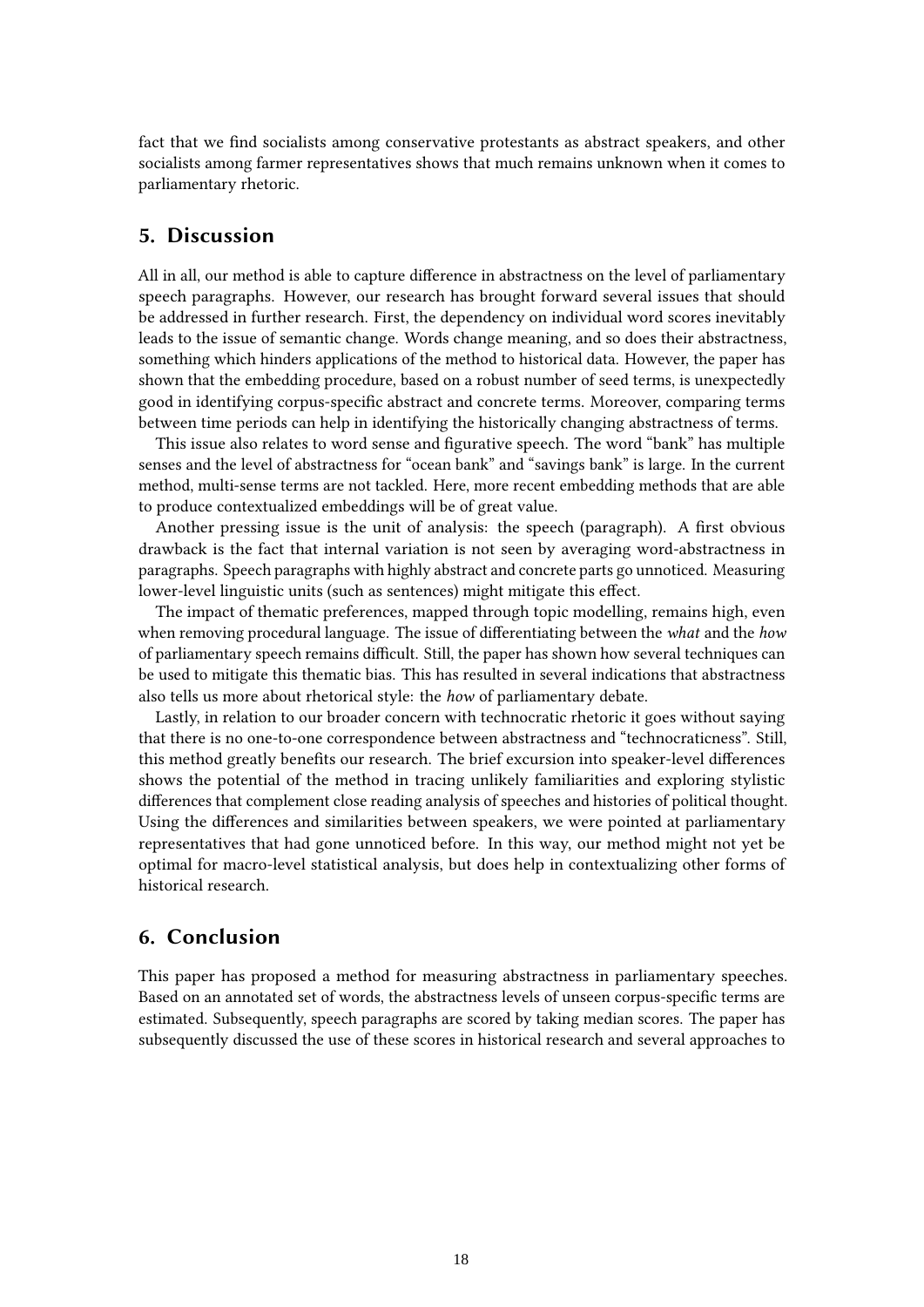fact that we find socialists among conservative protestants as abstract speakers, and other socialists among farmer representatives shows that much remains unknown when it comes to parliamentary rhetoric.

## 5. Discussion

All in all, our method is able to capture difference in abstractness on the level of parliamentary speech paragraphs. However, our research has brought forward several issues that should be addressed in further research. First, the dependency on individual word scores inevitably leads to the issue of semantic change. Words change meaning, and so does their abstractness, something which hinders applications of the method to historical data. However, the paper has shown that the embedding procedure, based on a robust number of seed terms, is unexpectedly good in identifying corpus-specific abstract and concrete terms. Moreover, comparing terms between time periods can help in identifying the historically changing abstractness of terms.

This issue also relates to word sense and figurative speech. The word "bank" has multiple senses and the level of abstractness for "ocean bank" and "savings bank" is large. In the current method, multi-sense terms are not tackled. Here, more recent embedding methods that are able to produce contextualized embeddings will be of great value.

Another pressing issue is the unit of analysis: the speech (paragraph). A first obvious drawback is the fact that internal variation is not seen by averaging word-abstractness in paragraphs. Speech paragraphs with highly abstract and concrete parts go unnoticed. Measuring lower-level linguistic units (such as sentences) might mitigate this effect.

The impact of thematic preferences, mapped through topic modelling, remains high, even when removing procedural language. The issue of differentiating between the *what* and the *how* of parliamentary speech remains difficult. Still, the paper has shown how several techniques can be used to mitigate this thematic bias. This has resulted in several indications that abstractness also tells us more about rhetorical style: the *how* of parliamentary debate.

Lastly, in relation to our broader concern with technocratic rhetoric it goes without saying that there is no one-to-one correspondence between abstractness and "technocraticness". Still, this method greatly benefits our research. The brief excursion into speaker-level differences shows the potential of the method in tracing unlikely familiarities and exploring stylistic differences that complement close reading analysis of speeches and histories of political thought. Using the differences and similarities between speakers, we were pointed at parliamentary representatives that had gone unnoticed before. In this way, our method might not yet be optimal for macro-level statistical analysis, but does help in contextualizing other forms of historical research.

## 6. Conclusion

This paper has proposed a method for measuring abstractness in parliamentary speeches. Based on an annotated set of words, the abstractness levels of unseen corpus-specific terms are estimated. Subsequently, speech paragraphs are scored by taking median scores. The paper has subsequently discussed the use of these scores in historical research and several approaches to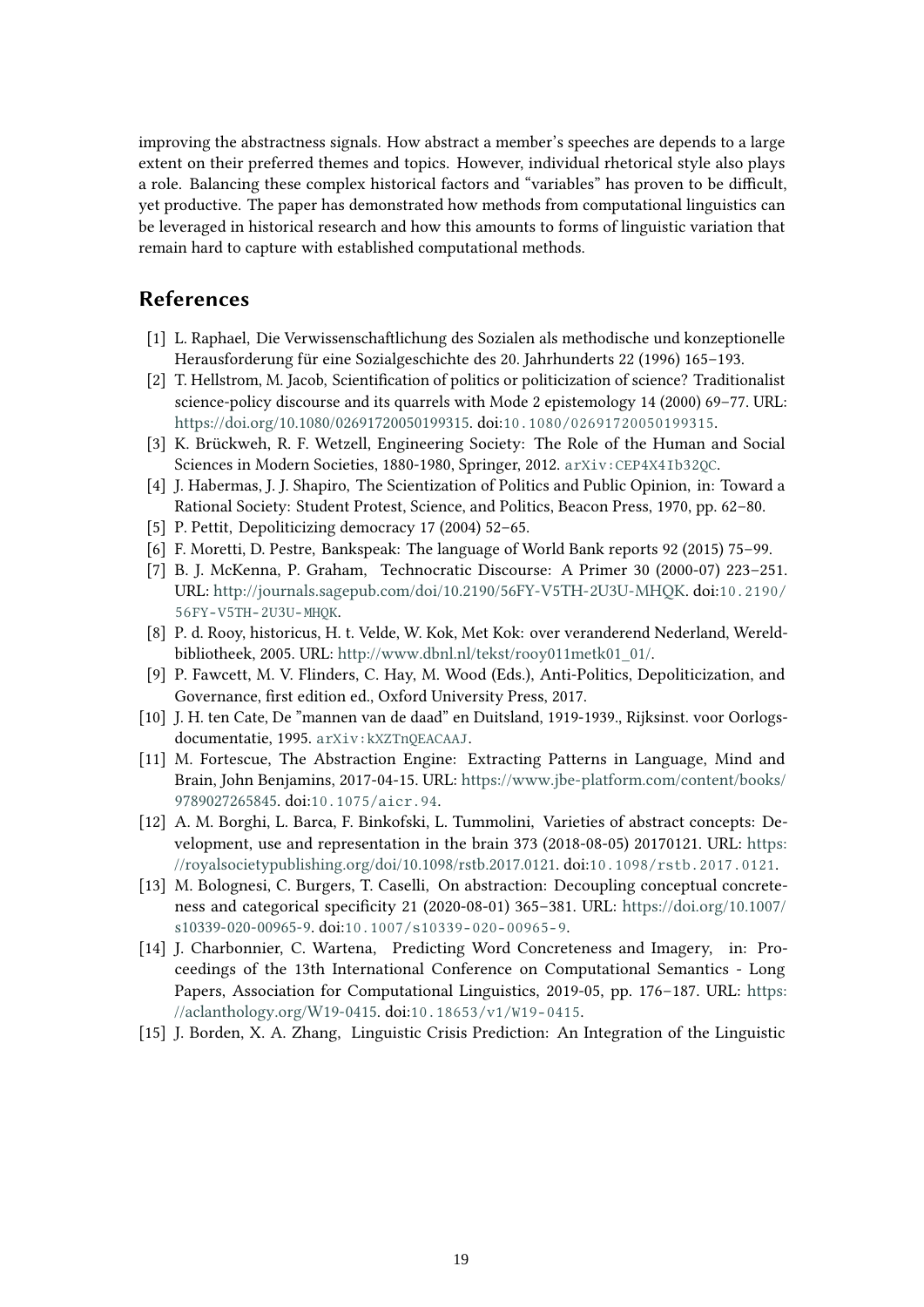improving the abstractness signals. How abstract a member's speeches are depends to a large extent on their preferred themes and topics. However, individual rhetorical style also plays a role. Balancing these complex historical factors and "variables" has proven to be difficult, yet productive. The paper has demonstrated how methods from computational linguistics can be leveraged in historical research and how this amounts to forms of linguistic variation that remain hard to capture with established computational methods.

## References

[1] L. Raphael, Die Verwissenschaftlichung des Sozialen als methodische und konzeptionelle Herausforderung für eine Sozialgeschichte des 20. Jahrhunderts 22 (1996) 165–193.

[2] T. Hellstrom, M. Jacob, Scientification of politics or politicization of science? Traditionalist science-policy discourse and its quarrels with Mode 2 epistemology 14 (2000) 69–77. URL: https://doi.org/10.1080/02691720050199315. doi:10.1080/02691720050199315.

[3] K. Brückweh, R. F. Wetzell, Engineering Society: The Role of the Human and Social Sciences in Modern Societies, 1880-1980, Springer, 2012. arXiv:CEP4X4Ib32QC.

[4] J. Habermas, J. J. Shapiro, The Scientization of Politics and Public Opinion, in: Toward a Rational Society: Student Protest, Science, and Politics, Beacon Press, 1970, pp. 62–80.

[5] P. Pettit, Depoliticizing democracy 17 (2004) 52–65.

[6] F. Moretti, D. Pestre, Bankspeak: The language of World Bank reports 92 (2015) 75–99.

[7] B. J. McKenna, P. Graham, Technocratic Discourse: A Primer 30 (2000-07) 223–251. URL: http://journals.sagepub.com/doi/10.2190/56FY-V5TH-2U3U-MHQK. doi:10.2190/56FY-V5TH-2U3U-MHQK.

[8] P. d. Rooy, historicus, H. t. Velde, W. Kok, Met Kok: over veranderend Nederland, Wereldbibliotheek, 2005. URL: http://www.dbnl.nl/tekst/rooy011metk01_01/.

[9] P. Fawcett, M. V. Flinders, C. Hay, M. Wood (Eds.), Anti-Politics, Depoliticization, and Governance, first edition ed., Oxford University Press, 2017.

[10] J. H. ten Cate, De "mannen van de daad" en Duitsland, 1919-1939., Rijksinst. voor Oorlogsdocumentatie, 1995. arXiv:kXZTnQEACAAJ.

[11] M. Fortescue, The Abstraction Engine: Extracting Patterns in Language, Mind and Brain, John Benjamins, 2017-04-15. URL: https://www.jbe-platform.com/content/books/9789027265845. doi:10.1075/aicr.94.

[12] A. M. Borghi, L. Barca, F. Binkofski, L. Tummolini, Varieties of abstract concepts: Development, use and representation in the brain 373 (2018-08-05) 20170121. URL: https://royalsocietypublishing.org/doi/10.1098/rstb.2017.0121. doi:10.1098/rstb.2017.0121.

[13] M. Bolognesi, C. Burgers, T. Caselli, On abstraction: Decoupling conceptual concreteness and categorical specificity 21 (2020-08-01) 365–381. URL: https://doi.org/10.1007/s10339-020-00965-9. doi:10.1007/s10339-020-00965-9.

[14] J. Charbonnier, C. Wartena, Predicting Word Concreteness and Imagery, in: Proceedings of the 13th International Conference on Computational Semantics - Long Papers, Association for Computational Linguistics, 2019-05, pp. 176–187. URL: https://aclanthology.org/W19-0415. doi:10.18653/v1/W19-0415.

[15] J. Borden, X. A. Zhang, Linguistic Crisis Prediction: An Integration of the Linguistic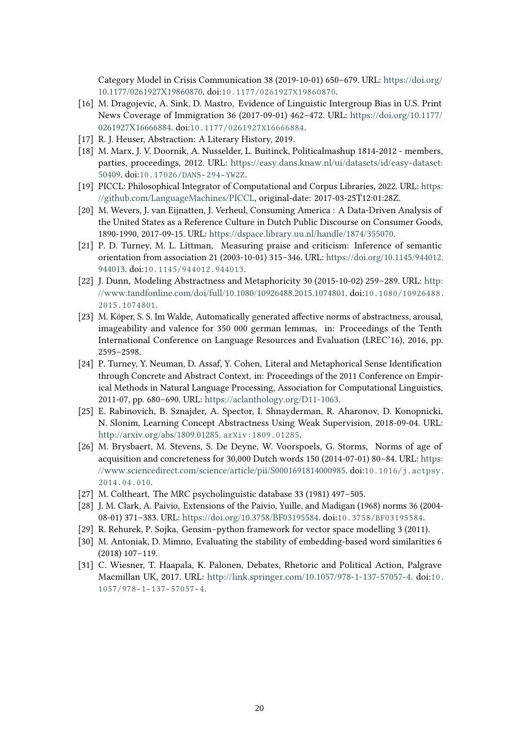Category Model in Crisis Communication 38 (2019-10-01) 650–679. URL: https://doi.org/10.1177/0261927X19860870. doi:10.1177/0261927X19860870.

[16] M. Dragojevic, A. Sink, D. Mastro, Evidence of Linguistic Intergroup Bias in U.S. Print News Coverage of Immigration 36 (2017-09-01) 462–472. URL: https://doi.org/10.1177/0261927X16666884. doi:10.1177/0261927X16666884.

[17] R. J. Heuser, Abstraction: A Literary History, 2019.

[18] M. Marx, J. V. Doornik, A. Nusselder, L. Buitinck, Politicalmashup 1814-2012 - members, parties, proceedings, 2012. URL: https://easy.dans.knaw.nl/ui/datasets/id/easy-dataset:50409. doi:10.17026/DANS-294-YW2Z.

[19] PICCL: Philosophical Integrator of Computational and Corpus Libraries, 2022. URL: https://github.com/LanguageMachines/PICCL, original-date: 2017-03-25T12:01:28Z.

[20] M. Wevers, J. van Eijnatten, J. Verheul, Consuming America : A Data-Driven Analysis of the United States as a Reference Culture in Dutch Public Discourse on Consumer Goods, 1890-1990, 2017-09-15. URL: https://dspace.library.uu.nl/handle/1874/355070.

[21] P. D. Turney, M. L. Littman, Measuring praise and criticism: Inference of semantic orientation from association 21 (2003-10-01) 315–346. URL: https://doi.org/10.1145/944012.944013. doi:10.1145/944012.944013.

[22] J. Dunn, Modeling Abstractness and Metaphoricity 30 (2015-10-02) 259–289. URL: http://www.tandfonline.com/doi/full/10.1080/10926488.2015.1074801. doi:10.1080/10926488.2015.1074801.

[23] M. Köper, S. S. Im Walde, Automatically generated affective norms of abstractness, arousal, imageability and valence for 350 000 german lemmas, in: Proceedings of the Tenth International Conference on Language Resources and Evaluation (LREC'16), 2016, pp. 2595–2598.

[24] P. Turney, Y. Neuman, D. Assaf, Y. Cohen, Literal and Metaphorical Sense Identification through Concrete and Abstract Context, in: Proceedings of the 2011 Conference on Empirical Methods in Natural Language Processing, Association for Computational Linguistics, 2011-07, pp. 680–690. URL: https://aclanthology.org/D11-1063.

[25] E. Rabinovich, B. Sznajder, A. Spector, I. Shnayderman, R. Aharonov, D. Konopnicki, N. Slonim, Learning Concept Abstractness Using Weak Supervision, 2018-09-04. URL: http://arxiv.org/abs/1809.01285. arXiv:1809.01285.

[26] M. Brysbaert, M. Stevens, S. De Deyne, W. Voorspoels, G. Storms, Norms of age of acquisition and concreteness for 30,000 Dutch words 150 (2014-07-01) 80–84. URL: https://www.sciencedirect.com/science/article/pii/S0001691814000985. doi:10.1016/j.actpsy.2014.04.010.

[27] M. Coltheart, The MRC psycholinguistic database 33 (1981) 497–505.

[28] J. M. Clark, A. Paivio, Extensions of the Paivio, Yuille, and Madigan (1968) norms 36 (2004-08-01) 371–383. URL: https://doi.org/10.3758/BF03195584. doi:10.3758/BF03195584.

[29] R. Rehurek, P. Sojka, Gensim–python framework for vector space modelling 3 (2011).

[30] M. Antoniak, D. Mimno, Evaluating the stability of embedding-based word similarities 6 (2018) 107–119.

[31] C. Wiesner, T. Haapala, K. Palonen, Debates, Rhetoric and Political Action, Palgrave Macmillan UK, 2017. URL: http://link.springer.com/10.1057/978-1-137-57057-4. doi:10.1057/978-1-137-57057-4.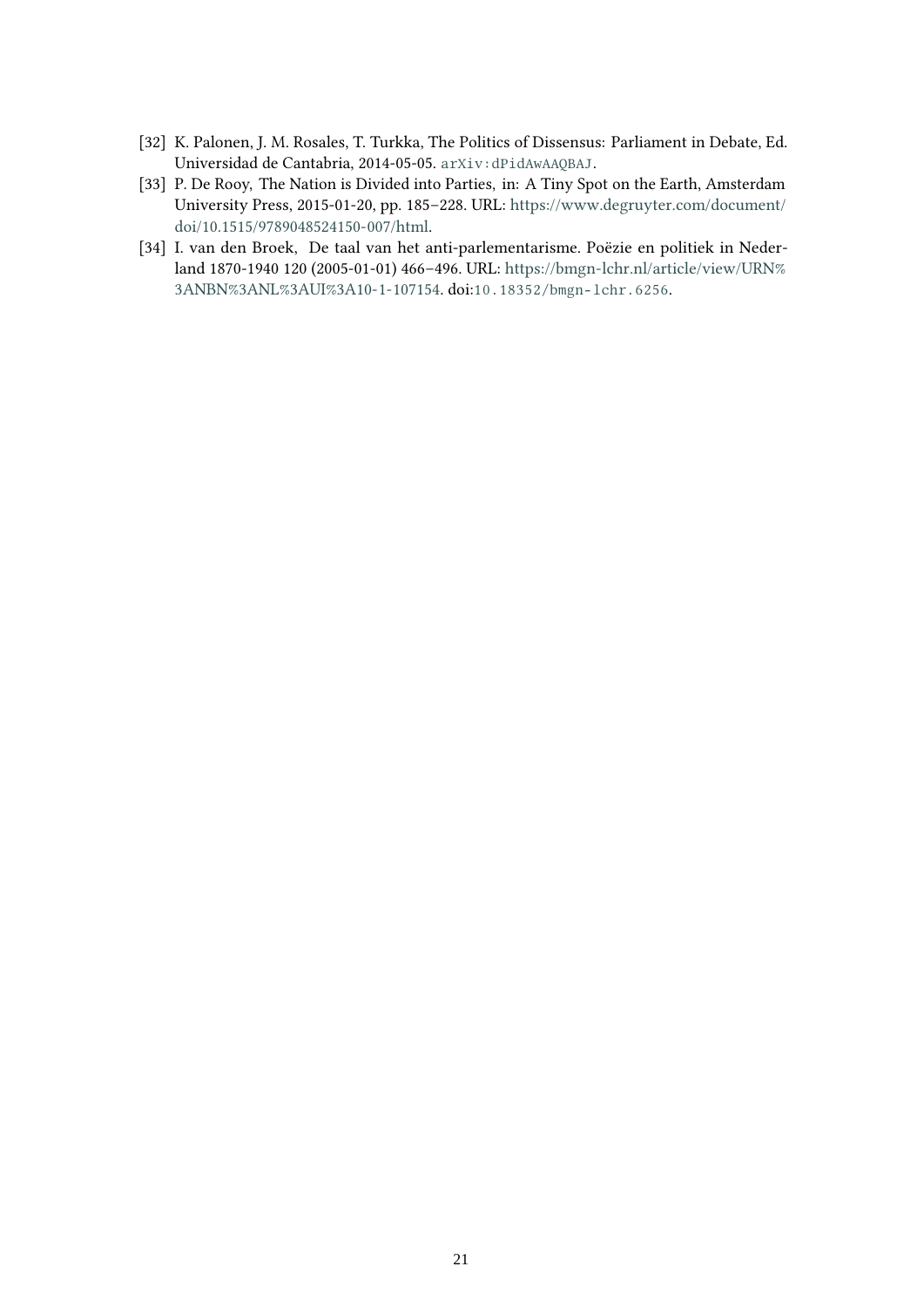[32] K. Palonen, J. M. Rosales, T. Turkka, The Politics of Dissensus: Parliament in Debate, Ed. Universidad de Cantabria, 2014-05-05. arXiv:dPidAwAAQBAJ.

[33] P. De Rooy, The Nation is Divided into Parties, in: A Tiny Spot on the Earth, Amsterdam University Press, 2015-01-20, pp. 185–228. URL: https://www.degruyter.com/document/doi/10.1515/9789048524150-007/html.

[34] I. van den Broek, De taal van het anti-parlementarisme. Poëzie en politiek in Nederland 1870-1940 120 (2005-01-01) 466–496. URL: https://bmgn-lchr.nl/article/view/URN%3ANBN%3ANL%3AUI%3A10-1-107154. doi:10.18352/bmgn-lchr.6256.